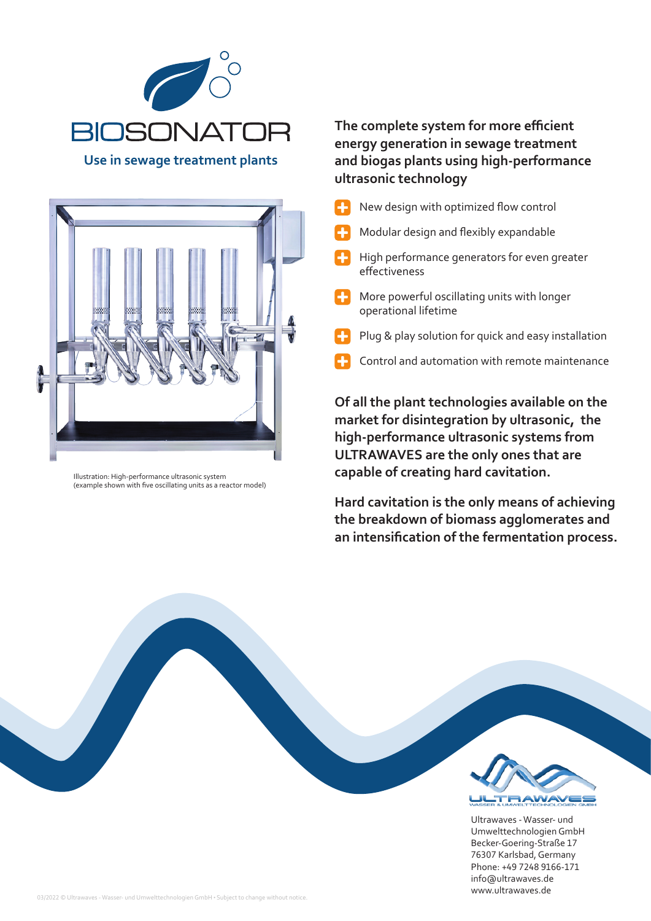# BIOSONATOR

## Use in sewage treatment plants

Illustration: High-performance ultrasonic system
(example shown with five oscillating units as a reactor model)

**The complete system for more efficient energy generation in sewage treatment and biogas plants using high-performance ultrasonic technology**

- New design with optimized flow control
- Modular design and flexibly expandable
- High performance generators for even greater effectiveness
- More powerful oscillating units with longer operational lifetime
- Plug & play solution for quick and easy installation
- Control and automation with remote maintenance

**Of all the plant technologies available on the market for disintegration by ultrasonic, the high-performance ultrasonic systems from ULTRAWAVES are the only ones that are capable of creating hard cavitation.**

**Hard cavitation is the only means of achieving the breakdown of biomass agglomerates and an intensification of the fermentation process.**

ULTRAWAVES
WASSER & UMWELTTECHNOLOGIEN GMBH

Ultrawaves - Wasser- und Umwelttechnologien GmbH
Becker-Goering-Straße 17
76307 Karlsbad, Germany
Phone: +49 7248 9166-171
info@ultrawaves.de
www.ultrawaves.de

03/2022 © Ultrawaves - Wasser- und Umwelttechnologien GmbH • Subject to change without notice.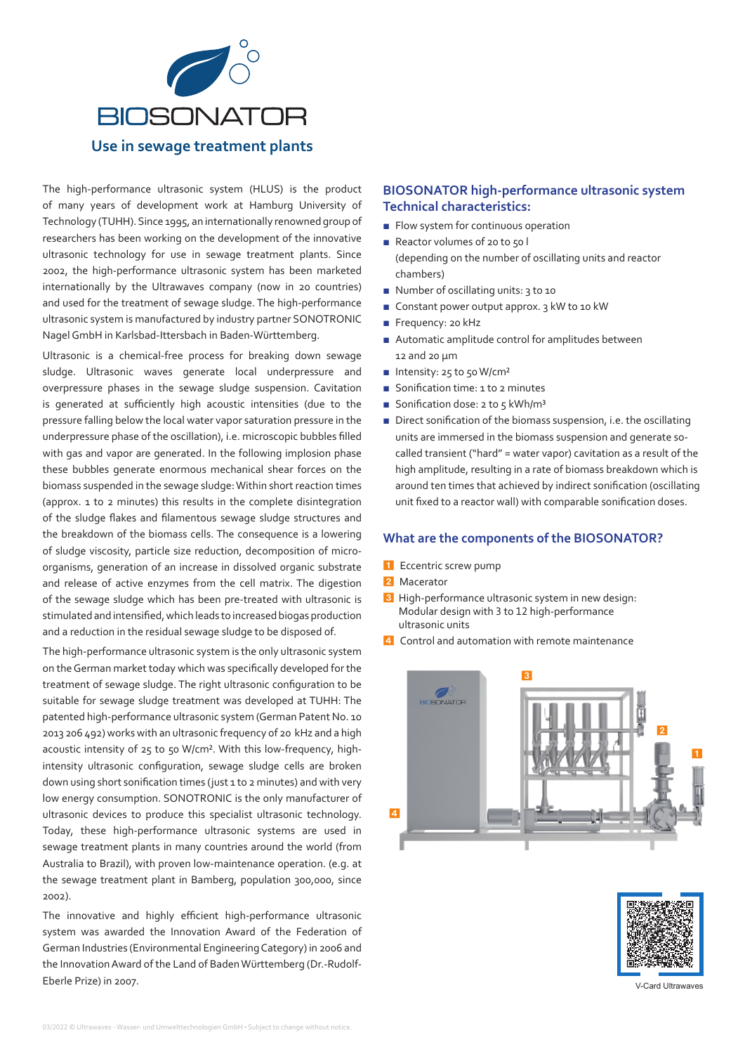# BIOSONATOR

## Use in sewage treatment plants

The high-performance ultrasonic system (HLUS) is the product of many years of development work at Hamburg University of Technology (TUHH). Since 1995, an internationally renowned group of researchers has been working on the development of the innovative ultrasonic technology for use in sewage treatment plants. Since 2002, the high-performance ultrasonic system has been marketed internationally by the Ultrawaves company (now in 20 countries) and used for the treatment of sewage sludge. The high-performance ultrasonic system is manufactured by industry partner SONOTRONIC Nagel GmbH in Karlsbad-Ittersbach in Baden-Württemberg.

Ultrasonic is a chemical-free process for breaking down sewage sludge. Ultrasonic waves generate local underpressure and overpressure phases in the sewage sludge suspension. Cavitation is generated at sufficiently high acoustic intensities (due to the pressure falling below the local water vapor saturation pressure in the underpressure phase of the oscillation), i.e. microscopic bubbles filled with gas and vapor are generated. In the following implosion phase these bubbles generate enormous mechanical shear forces on the biomass suspended in the sewage sludge: Within short reaction times (approx. 1 to 2 minutes) this results in the complete disintegration of the sludge flakes and filamentous sewage sludge structures and the breakdown of the biomass cells. The consequence is a lowering of sludge viscosity, particle size reduction, decomposition of micro-organisms, generation of an increase in dissolved organic substrate and release of active enzymes from the cell matrix. The digestion of the sewage sludge which has been pre-treated with ultrasonic is stimulated and intensified, which leads to increased biogas production and a reduction in the residual sewage sludge to be disposed of.

The high-performance ultrasonic system is the only ultrasonic system on the German market today which was specifically developed for the treatment of sewage sludge. The right ultrasonic configuration to be suitable for sewage sludge treatment was developed at TUHH: The patented high-performance ultrasonic system (German Patent No. 10 2013 206 492) works with an ultrasonic frequency of 20 kHz and a high acoustic intensity of 25 to 50 W/cm². With this low-frequency, high-intensity ultrasonic configuration, sewage sludge cells are broken down using short sonification times (just 1 to 2 minutes) and with very low energy consumption. SONOTRONIC is the only manufacturer of ultrasonic devices to produce this specialist ultrasonic technology. Today, these high-performance ultrasonic systems are used in sewage treatment plants in many countries around the world (from Australia to Brazil), with proven low-maintenance operation. (e.g. at the sewage treatment plant in Bamberg, population 300,000, since 2002).

The innovative and highly efficient high-performance ultrasonic system was awarded the Innovation Award of the Federation of German Industries (Environmental Engineering Category) in 2006 and the Innovation Award of the Land of Baden Württemberg (Dr.-Rudolf-Eberle Prize) in 2007.

### BIOSONATOR high-performance ultrasonic system Technical characteristics:

- Flow system for continuous operation
- Reactor volumes of 20 to 50 l (depending on the number of oscillating units and reactor chambers)
- Number of oscillating units: 3 to 10
- Constant power output approx. 3 kW to 10 kW
- Frequency: 20 kHz
- Automatic amplitude control for amplitudes between 12 and 20 µm
- Intensity: 25 to 50 W/cm²
- Sonification time: 1 to 2 minutes
- Sonification dose: 2 to 5 kWh/m³
- Direct sonification of the biomass suspension, i.e. the oscillating units are immersed in the biomass suspension and generate so-called transient ("hard" = water vapor) cavitation as a result of the high amplitude, resulting in a rate of biomass breakdown which is around ten times that achieved by indirect sonification (oscillating unit fixed to a reactor wall) with comparable sonification doses.

### What are the components of the BIOSONATOR?

1. Eccentric screw pump
2. Macerator
3. High-performance ultrasonic system in new design: Modular design with 3 to 12 high-performance ultrasonic units
4. Control and automation with remote maintenance

V-Card Ultrawaves

03/2022 © Ultrawaves - Wasser- und Umwelttechnologien GmbH • Subject to change without notice.